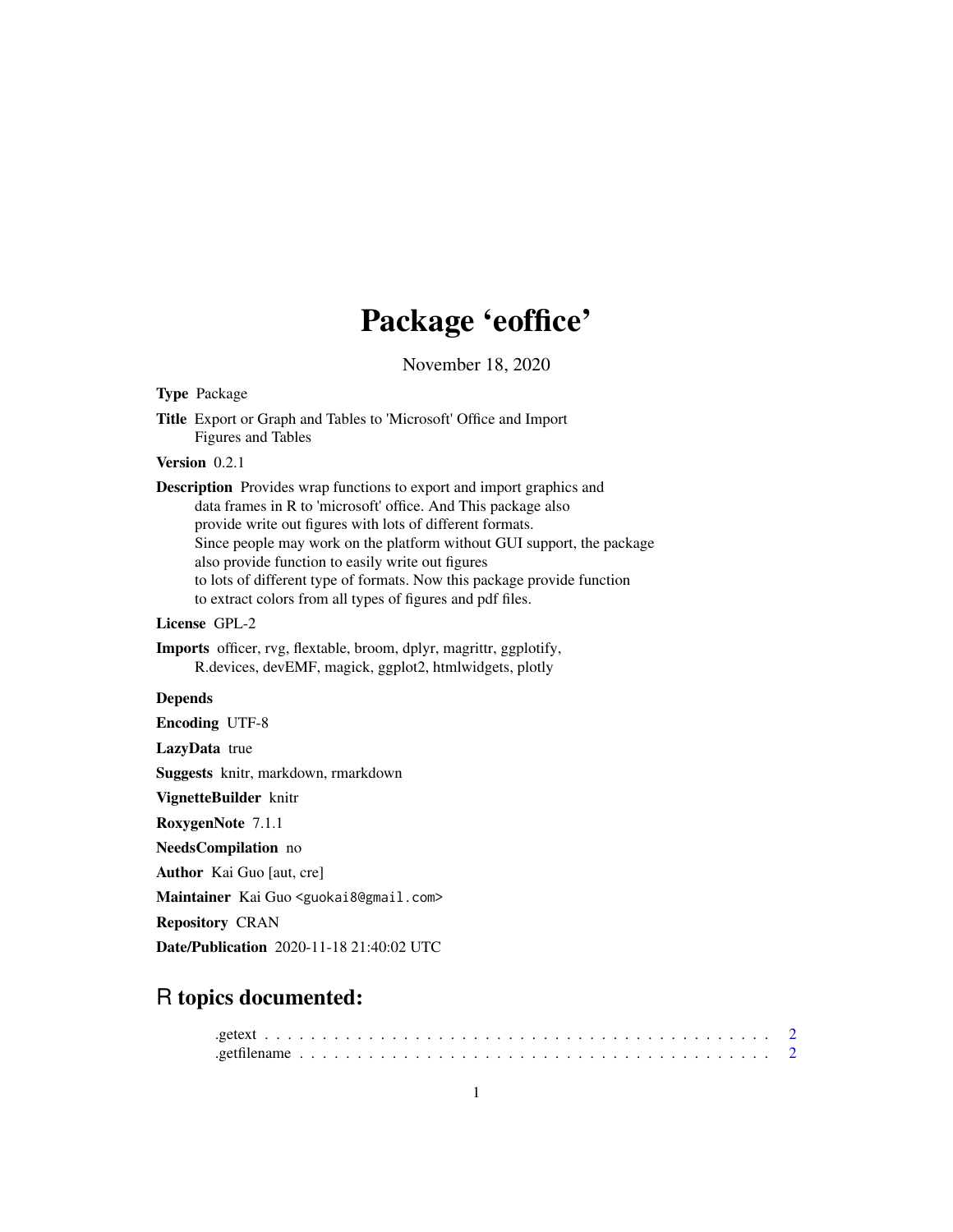# Package 'eoffice'

November 18, 2020

**Type** Package

**Title** Export or Graph and Tables to 'Microsoft' Office and Import Figures and Tables

**Version** 0.2.1

**Description** Provides wrap functions to export and import graphics and data frames in R to 'microsoft' office. And This package also provide write out figures with lots of different formats. Since people may work on the platform without GUI support, the package also provide function to easily write out figures to lots of different type of formats. Now this package provide function to extract colors from all types of figures and pdf files.

**License** GPL-2

**Imports** officer, rvg, flextable, broom, dplyr, magrittr, ggplotify, R.devices, devEMF, magick, ggplot2, htmlwidgets, plotly

**Depends**

**Encoding** UTF-8

**LazyData** true

**Suggests** knitr, markdown, rmarkdown

**VignetteBuilder** knitr

**RoxygenNote** 7.1.1

**NeedsCompilation** no

**Author** Kai Guo [aut, cre]

**Maintainer** Kai Guo <guokai8@gmail.com>

**Repository** CRAN

**Date/Publication** 2020-11-18 21:40:02 UTC

## R topics documented:

.getext . . . . . . . . . . . . . . . . . . . . . . . . . . . . . . . . . . . . . . . . . . . 2
.getfilename . . . . . . . . . . . . . . . . . . . . . . . . . . . . . . . . . . . . . . . . 2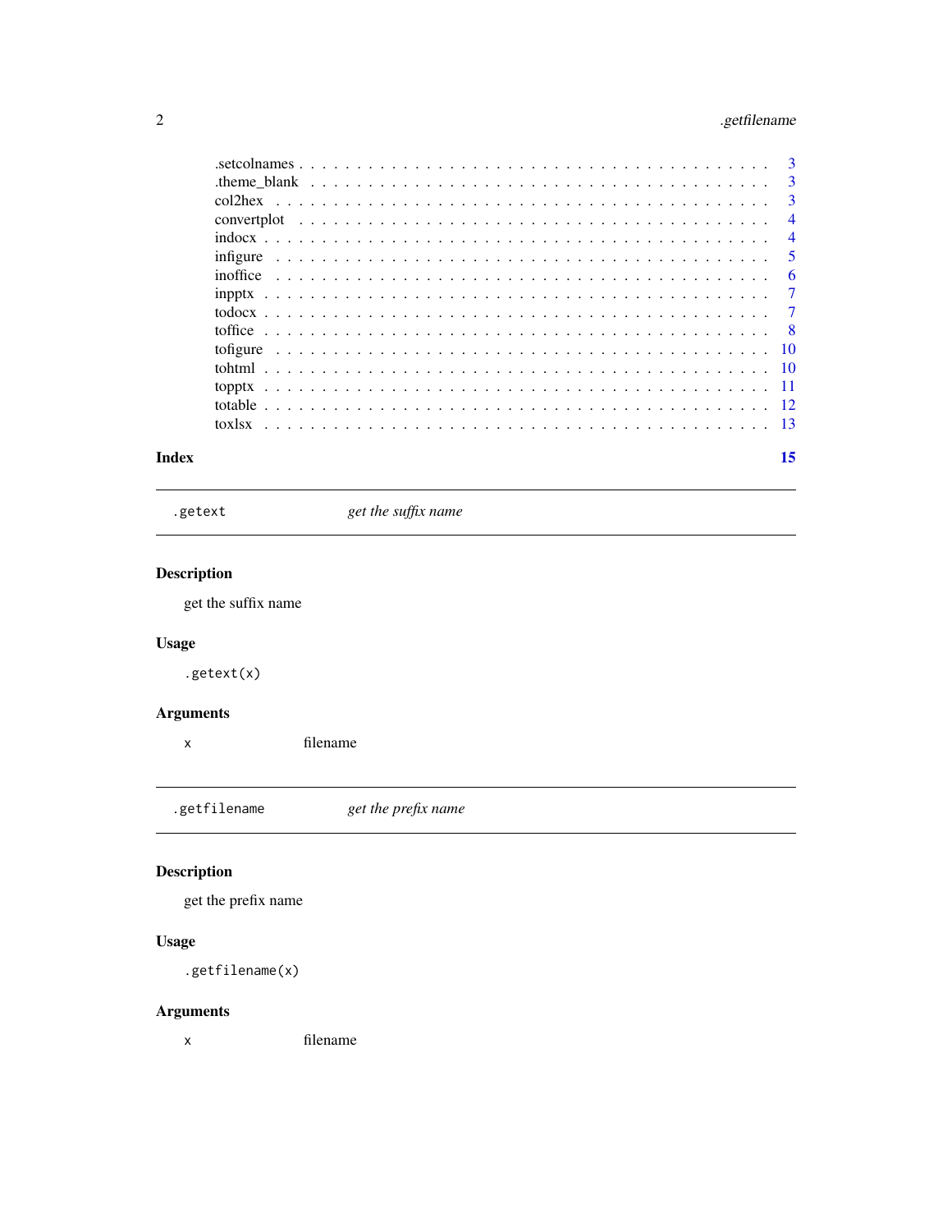.setcolnames . . . . . . . . . . . . . . . . . . . . . . . . . . . . . . . . . . . . . 3
.theme_blank . . . . . . . . . . . . . . . . . . . . . . . . . . . . . . . . . . . . . 3
col2hex . . . . . . . . . . . . . . . . . . . . . . . . . . . . . . . . . . . . . . . 3
convertplot . . . . . . . . . . . . . . . . . . . . . . . . . . . . . . . . . . . . . 4
indocx . . . . . . . . . . . . . . . . . . . . . . . . . . . . . . . . . . . . . . . . 4
infigure . . . . . . . . . . . . . . . . . . . . . . . . . . . . . . . . . . . . . . . 5
inoffice . . . . . . . . . . . . . . . . . . . . . . . . . . . . . . . . . . . . . . . 6
inpptx . . . . . . . . . . . . . . . . . . . . . . . . . . . . . . . . . . . . . . . . 7
todocx . . . . . . . . . . . . . . . . . . . . . . . . . . . . . . . . . . . . . . . . 7
toffice . . . . . . . . . . . . . . . . . . . . . . . . . . . . . . . . . . . . . . . . 8
tofigure . . . . . . . . . . . . . . . . . . . . . . . . . . . . . . . . . . . . . . . 10
tohtml . . . . . . . . . . . . . . . . . . . . . . . . . . . . . . . . . . . . . . . . 10
topptx . . . . . . . . . . . . . . . . . . . . . . . . . . . . . . . . . . . . . . . . 11
totable . . . . . . . . . . . . . . . . . . . . . . . . . . . . . . . . . . . . . . . . 12
toxlsx . . . . . . . . . . . . . . . . . . . . . . . . . . . . . . . . . . . . . . . . 13

**Index** **15**

---

## `.getext` *get the suffix name*

---

### Description

get the suffix name

### Usage

```
.getext(x)
```

### Arguments

| | |
|---|---|
| `x` | filename |

---

## `.getfilename` *get the prefix name*

---

### Description

get the prefix name

### Usage

```
.getfilename(x)
```

### Arguments

| | |
|---|---|
| `x` | filename |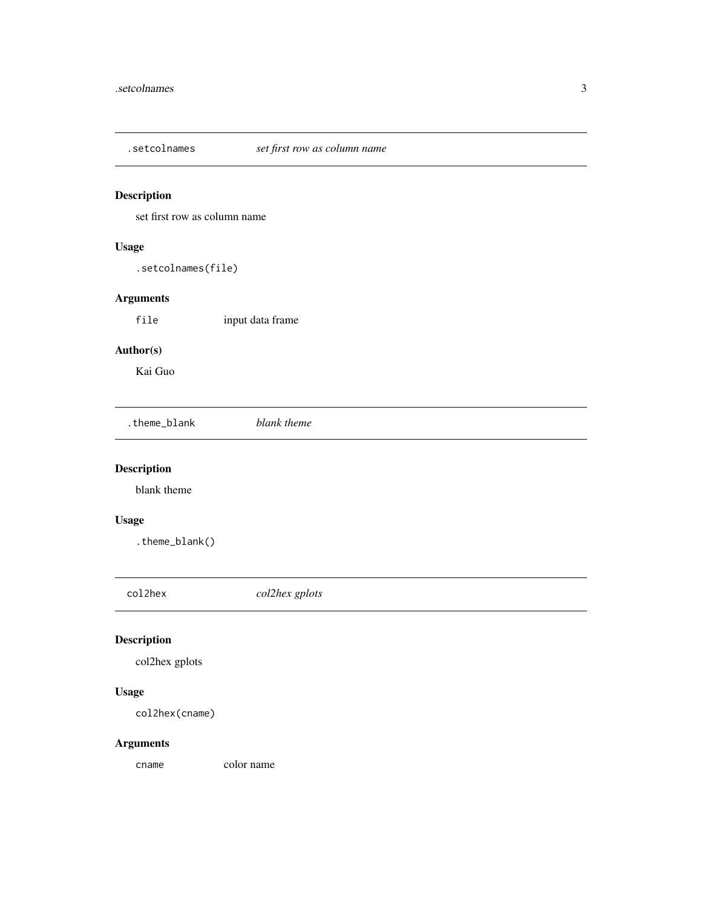## `.setcolnames` *set first row as column name*

### Description

set first row as column name

### Usage

```
.setcolnames(file)
```

### Arguments

| | |
|---|---|
| `file` | input data frame |

### Author(s)

Kai Guo

## `.theme_blank` *blank theme*

### Description

blank theme

### Usage

```
.theme_blank()
```

## `col2hex` *col2hex gplots*

### Description

col2hex gplots

### Usage

```
col2hex(cname)
```

### Arguments

| | |
|---|---|
| `cname` | color name |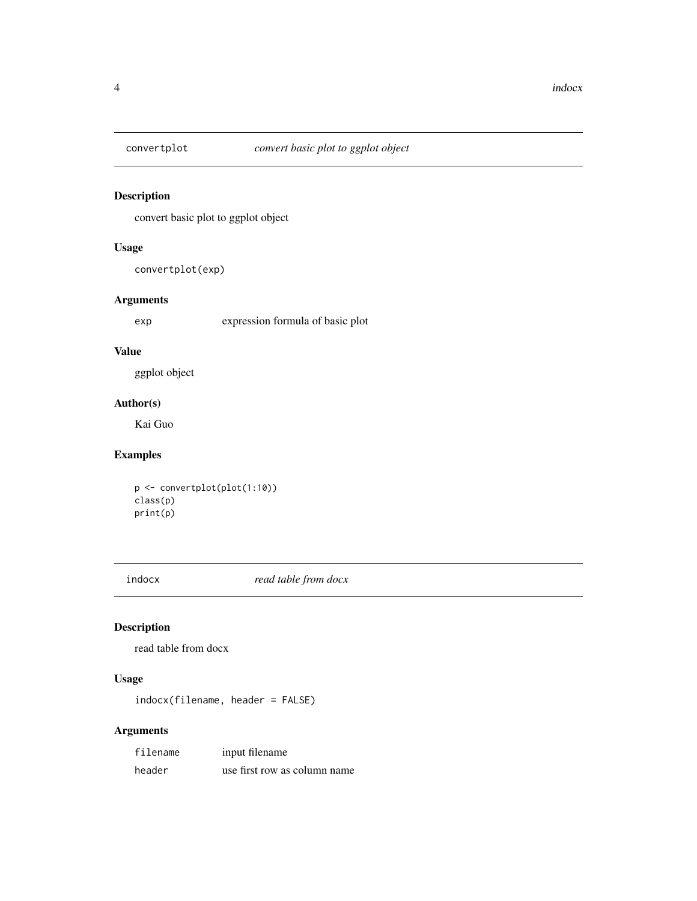## convertplot *convert basic plot to ggplot object*

### Description

convert basic plot to ggplot object

### Usage

```
convertplot(exp)
```

### Arguments

| | |
|---|---|
| exp | expression formula of basic plot |

### Value

ggplot object

### Author(s)

Kai Guo

### Examples

```
p <- convertplot(plot(1:10))
class(p)
print(p)
```

## indocx *read table from docx*

### Description

read table from docx

### Usage

```
indocx(filename, header = FALSE)
```

### Arguments

| | |
|---|---|
| filename | input filename |
| header | use first row as column name |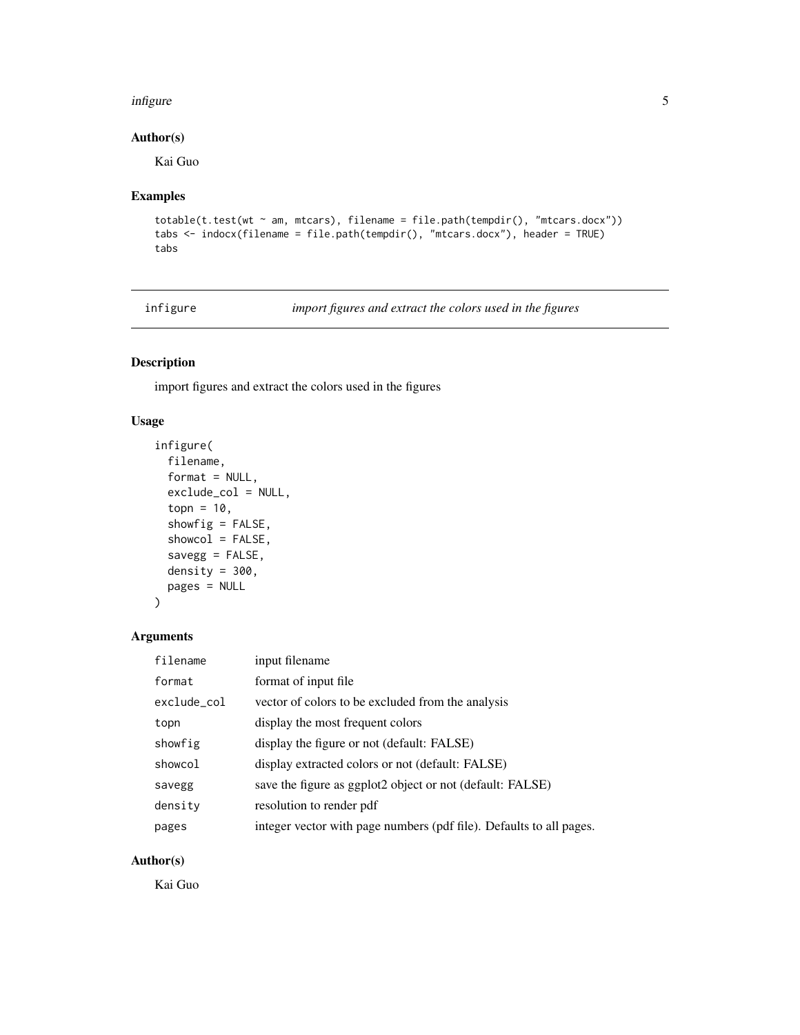## Author(s)

Kai Guo

## Examples

```
totable(t.test(wt ~ am, mtcars), filename = file.path(tempdir(), "mtcars.docx"))
tabs <- indocx(filename = file.path(tempdir(), "mtcars.docx"), header = TRUE)
tabs
```

---

# infigure — *import figures and extract the colors used in the figures*

---

## Description

import figures and extract the colors used in the figures

## Usage

```
infigure(
  filename,
  format = NULL,
  exclude_col = NULL,
  topn = 10,
  showfig = FALSE,
  showcol = FALSE,
  savegg = FALSE,
  density = 300,
  pages = NULL
)
```

## Arguments

| Argument | Description |
|---|---|
| `filename` | input filename |
| `format` | format of input file |
| `exclude_col` | vector of colors to be excluded from the analysis |
| `topn` | display the most frequent colors |
| `showfig` | display the figure or not (default: FALSE) |
| `showcol` | display extracted colors or not (default: FALSE) |
| `savegg` | save the figure as ggplot2 object or not (default: FALSE) |
| `density` | resolution to render pdf |
| `pages` | integer vector with page numbers (pdf file). Defaults to all pages. |

## Author(s)

Kai Guo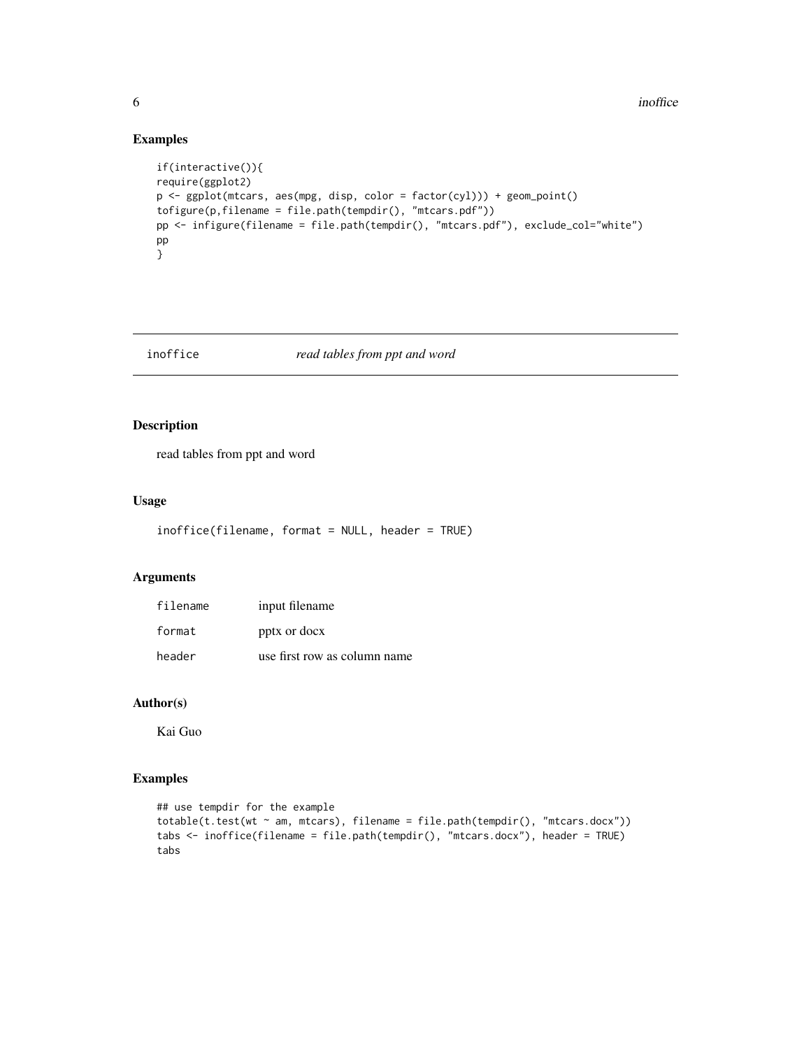## Examples

```
if(interactive()){
require(ggplot2)
p <- ggplot(mtcars, aes(mpg, disp, color = factor(cyl))) + geom_point()
tofigure(p,filename = file.path(tempdir(), "mtcars.pdf"))
pp <- infigure(filename = file.path(tempdir(), "mtcars.pdf"), exclude_col="white")
pp
}
```

---

# inoffice *read tables from ppt and word*

---

## Description

read tables from ppt and word

## Usage

```
inoffice(filename, format = NULL, header = TRUE)
```

## Arguments

| | |
|---|---|
| filename | input filename |
| format | pptx or docx |
| header | use first row as column name |

## Author(s)

Kai Guo

## Examples

```
## use tempdir for the example
totable(t.test(wt ~ am, mtcars), filename = file.path(tempdir(), "mtcars.docx"))
tabs <- inoffice(filename = file.path(tempdir(), "mtcars.docx"), header = TRUE)
tabs
```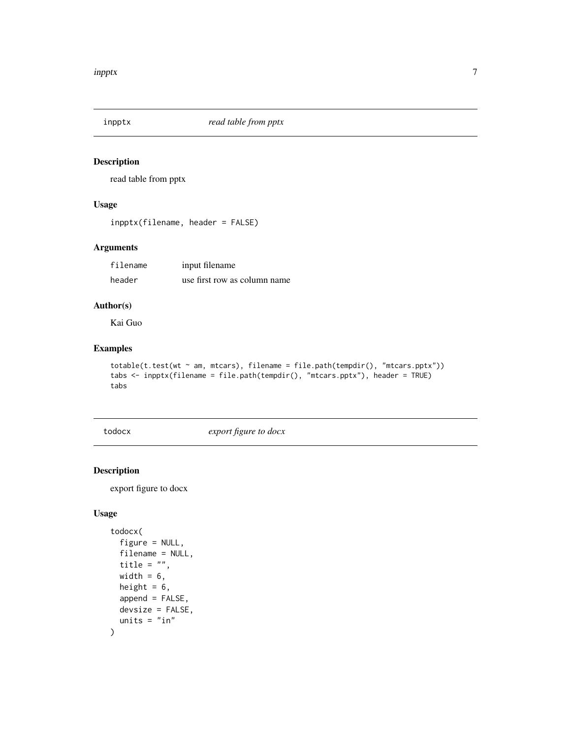## inpptx *read table from pptx*

### Description

read table from pptx

### Usage

```
inpptx(filename, header = FALSE)
```

### Arguments

| | |
|---|---|
| filename | input filename |
| header | use first row as column name |

### Author(s)

Kai Guo

### Examples

```
totable(t.test(wt ~ am, mtcars), filename = file.path(tempdir(), "mtcars.pptx"))
tabs <- inpptx(filename = file.path(tempdir(), "mtcars.pptx"), header = TRUE)
tabs
```

## todocx *export figure to docx*

### Description

export figure to docx

### Usage

```
todocx(
  figure = NULL,
  filename = NULL,
  title = "",
  width = 6,
  height = 6,
  append = FALSE,
  devsize = FALSE,
  units = "in"
)
```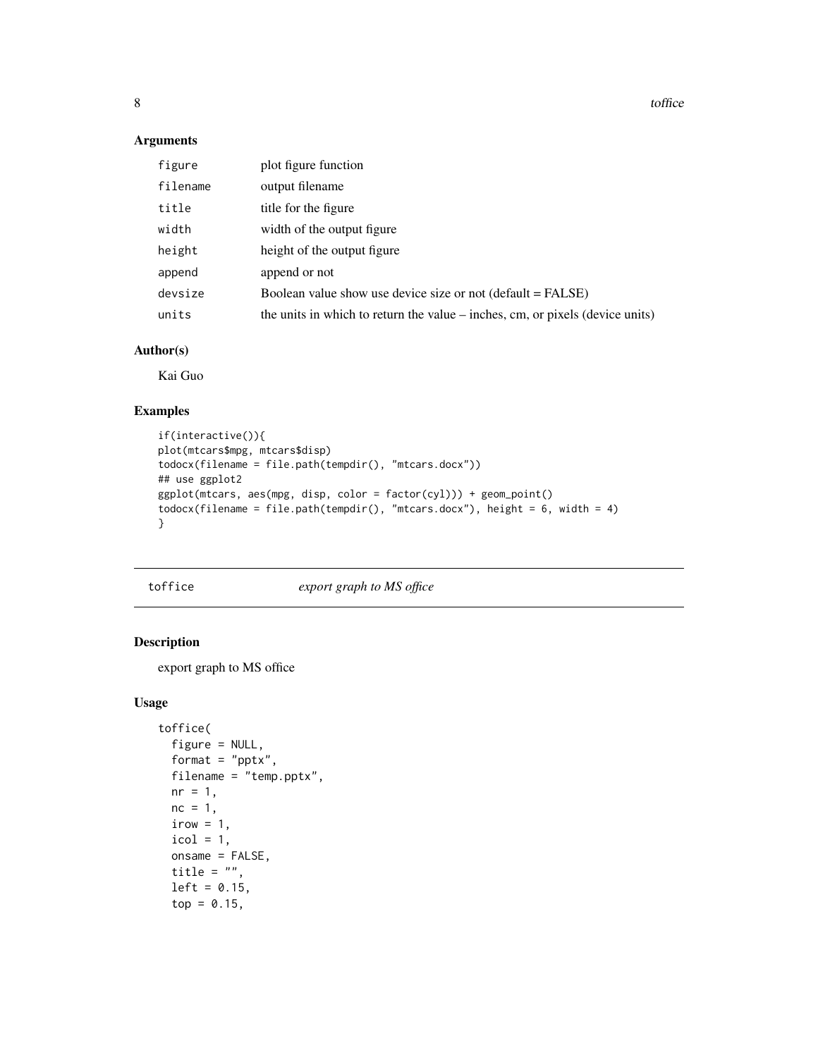## Arguments

| | |
|---|---|
| `figure` | plot figure function |
| `filename` | output filename |
| `title` | title for the figure |
| `width` | width of the output figure |
| `height` | height of the output figure |
| `append` | append or not |
| `devsize` | Boolean value show use device size or not (default = FALSE) |
| `units` | the units in which to return the value – inches, cm, or pixels (device units) |

## Author(s)

Kai Guo

## Examples

```
if(interactive()){
plot(mtcars$mpg, mtcars$disp)
todocx(filename = file.path(tempdir(), "mtcars.docx"))
## use ggplot2
ggplot(mtcars, aes(mpg, disp, color = factor(cyl))) + geom_point()
todocx(filename = file.path(tempdir(), "mtcars.docx"), height = 6, width = 4)
}
```

---

# `toffice` *export graph to MS office*

## Description

export graph to MS office

## Usage

```
toffice(
  figure = NULL,
  format = "pptx",
  filename = "temp.pptx",
  nr = 1,
  nc = 1,
  irow = 1,
  icol = 1,
  onsame = FALSE,
  title = "",
  left = 0.15,
  top = 0.15,
```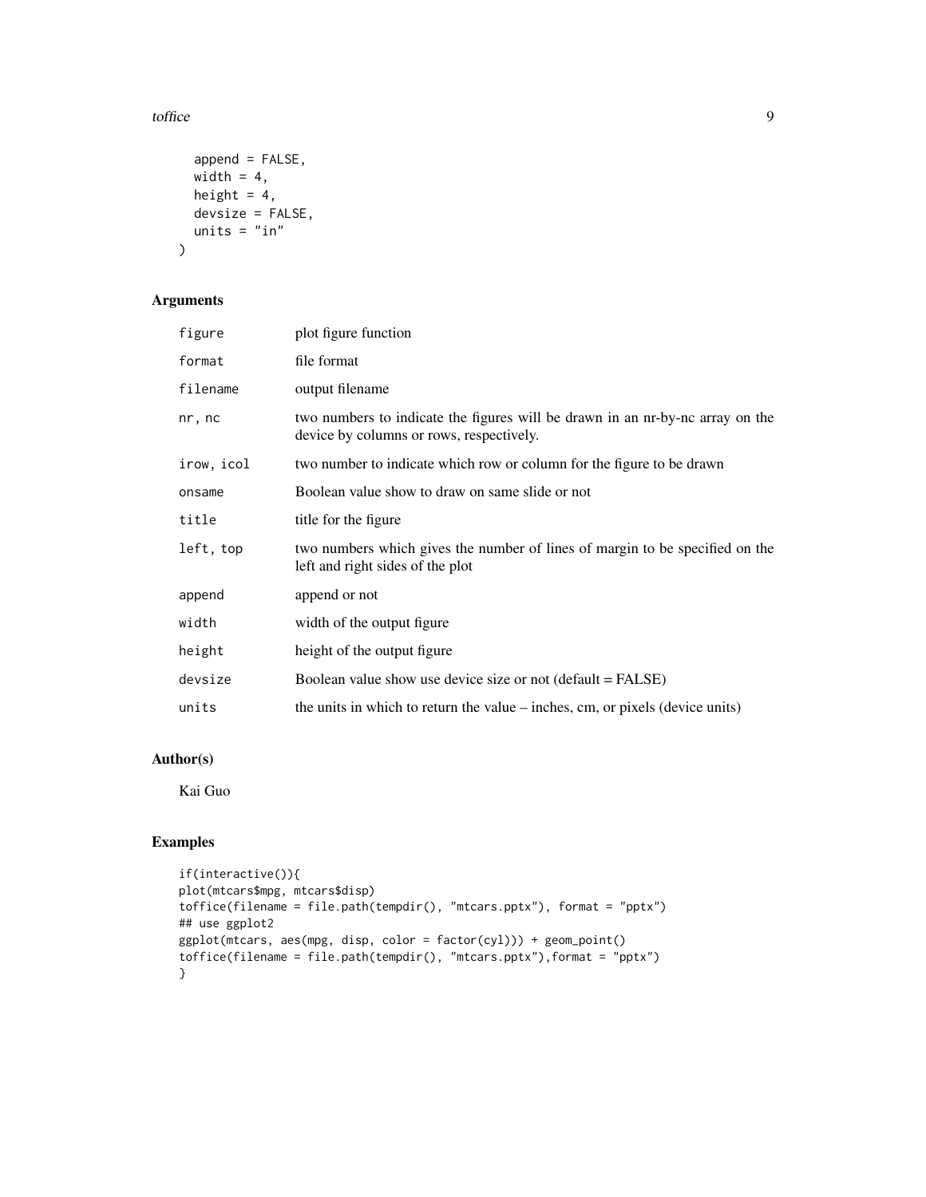```
  append = FALSE,
  width = 4,
  height = 4,
  devsize = FALSE,
  units = "in"
)
```

## Arguments

| | |
|---|---|
| figure | plot figure function |
| format | file format |
| filename | output filename |
| nr, nc | two numbers to indicate the figures will be drawn in an nr-by-nc array on the device by columns or rows, respectively. |
| irow, icol | two number to indicate which row or column for the figure to be drawn |
| onsame | Boolean value show to draw on same slide or not |
| title | title for the figure |
| left, top | two numbers which gives the number of lines of margin to be specified on the left and right sides of the plot |
| append | append or not |
| width | width of the output figure |
| height | height of the output figure |
| devsize | Boolean value show use device size or not (default = FALSE) |
| units | the units in which to return the value – inches, cm, or pixels (device units) |

## Author(s)

Kai Guo

## Examples

```
if(interactive()){
plot(mtcars$mpg, mtcars$disp)
toffice(filename = file.path(tempdir(), "mtcars.pptx"), format = "pptx")
## use ggplot2
ggplot(mtcars, aes(mpg, disp, color = factor(cyl))) + geom_point()
toffice(filename = file.path(tempdir(), "mtcars.pptx"),format = "pptx")
}
```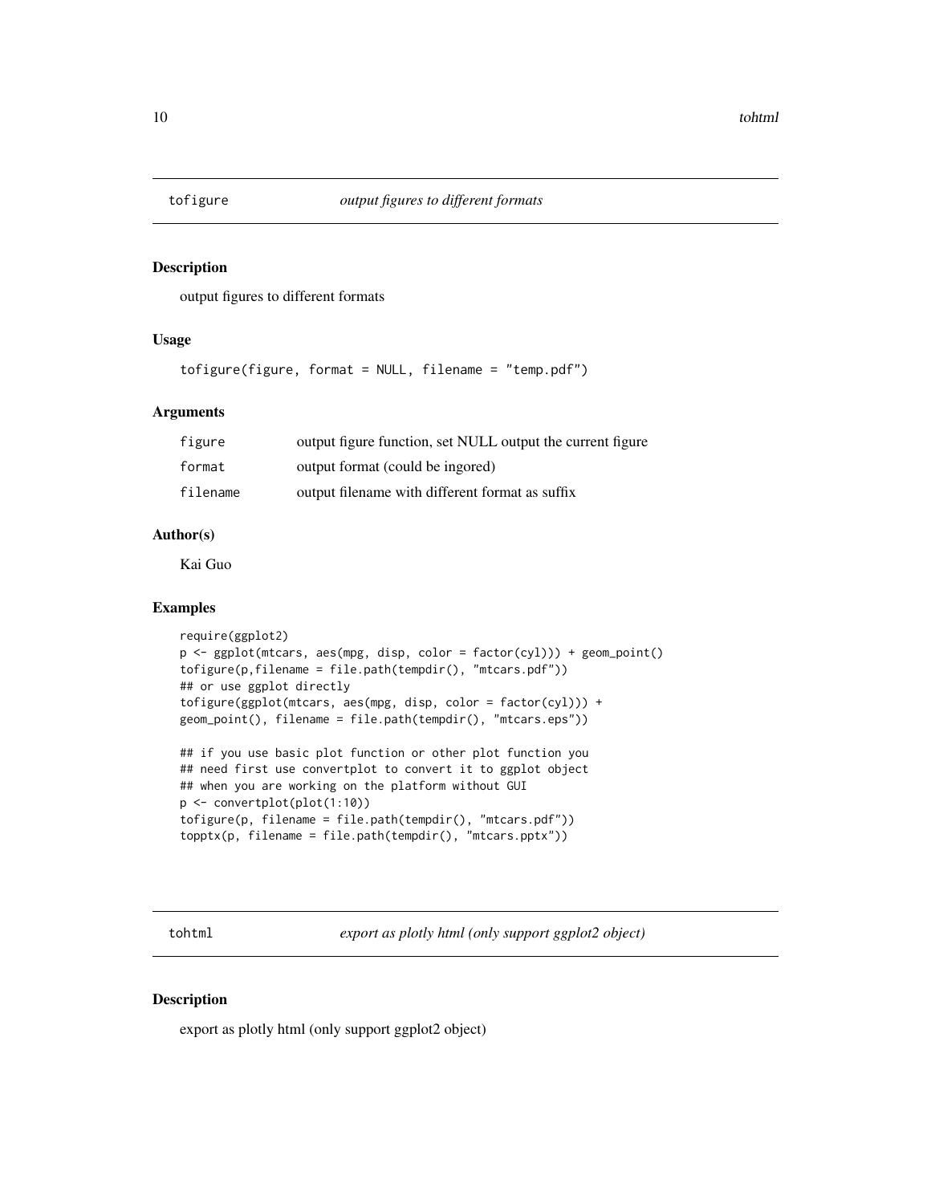## tofigure *output figures to different formats*

### Description

output figures to different formats

### Usage

```
tofigure(figure, format = NULL, filename = "temp.pdf")
```

### Arguments

| | |
|---|---|
| figure | output figure function, set NULL output the current figure |
| format | output format (could be ingored) |
| filename | output filename with different format as suffix |

### Author(s)

Kai Guo

### Examples

```
require(ggplot2)
p <- ggplot(mtcars, aes(mpg, disp, color = factor(cyl))) + geom_point()
tofigure(p,filename = file.path(tempdir(), "mtcars.pdf"))
## or use ggplot directly
tofigure(ggplot(mtcars, aes(mpg, disp, color = factor(cyl))) +
geom_point(), filename = file.path(tempdir(), "mtcars.eps"))

## if you use basic plot function or other plot function you
## need first use convertplot to convert it to ggplot object
## when you are working on the platform without GUI
p <- convertplot(plot(1:10))
tofigure(p, filename = file.path(tempdir(), "mtcars.pdf"))
topptx(p, filename = file.path(tempdir(), "mtcars.pptx"))
```

## tohtml *export as plotly html (only support ggplot2 object)*

### Description

export as plotly html (only support ggplot2 object)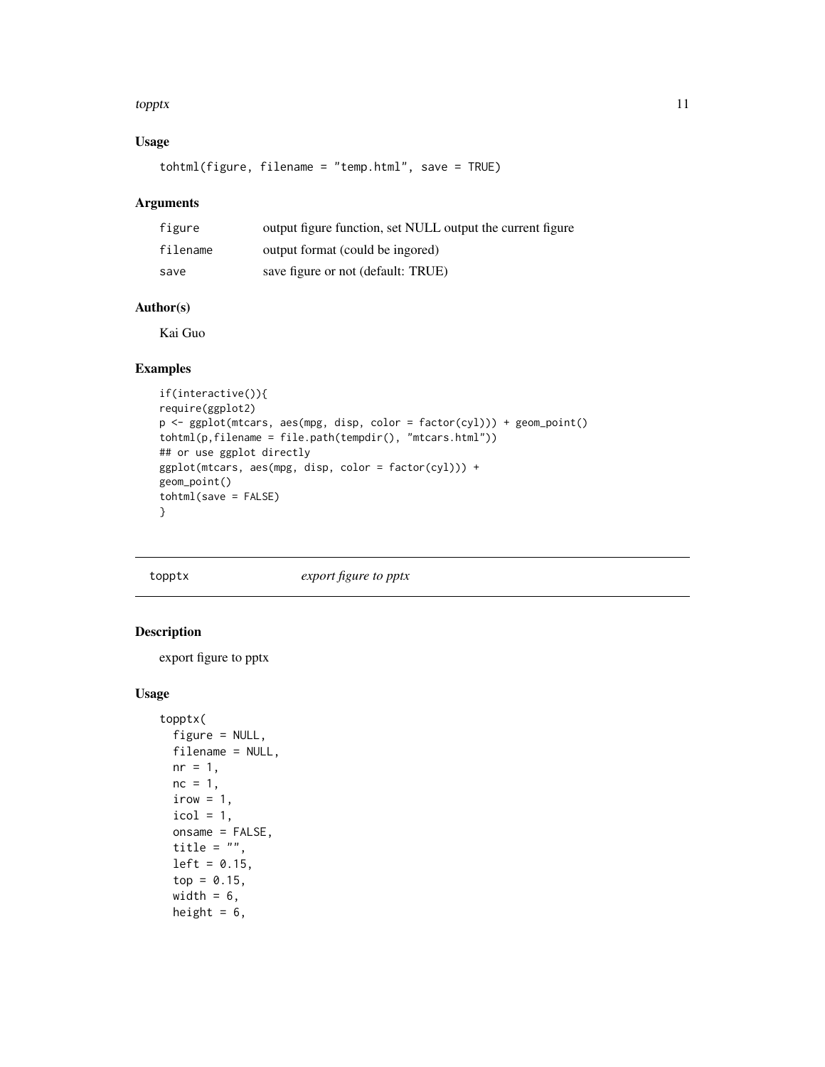### Usage

```
tohtml(figure, filename = "temp.html", save = TRUE)
```

### Arguments

| | |
|---|---|
| figure | output figure function, set NULL output the current figure |
| filename | output format (could be ingored) |
| save | save figure or not (default: TRUE) |

### Author(s)

Kai Guo

### Examples

```
if(interactive()){
require(ggplot2)
p <- ggplot(mtcars, aes(mpg, disp, color = factor(cyl))) + geom_point()
tohtml(p,filename = file.path(tempdir(), "mtcars.html"))
## or use ggplot directly
ggplot(mtcars, aes(mpg, disp, color = factor(cyl))) +
geom_point()
tohtml(save = FALSE)
}
```

---

## topptx *export figure to pptx*

### Description

export figure to pptx

### Usage

```
topptx(
  figure = NULL,
  filename = NULL,
  nr = 1,
  nc = 1,
  irow = 1,
  icol = 1,
  onsame = FALSE,
  title = "",
  left = 0.15,
  top = 0.15,
  width = 6,
  height = 6,
```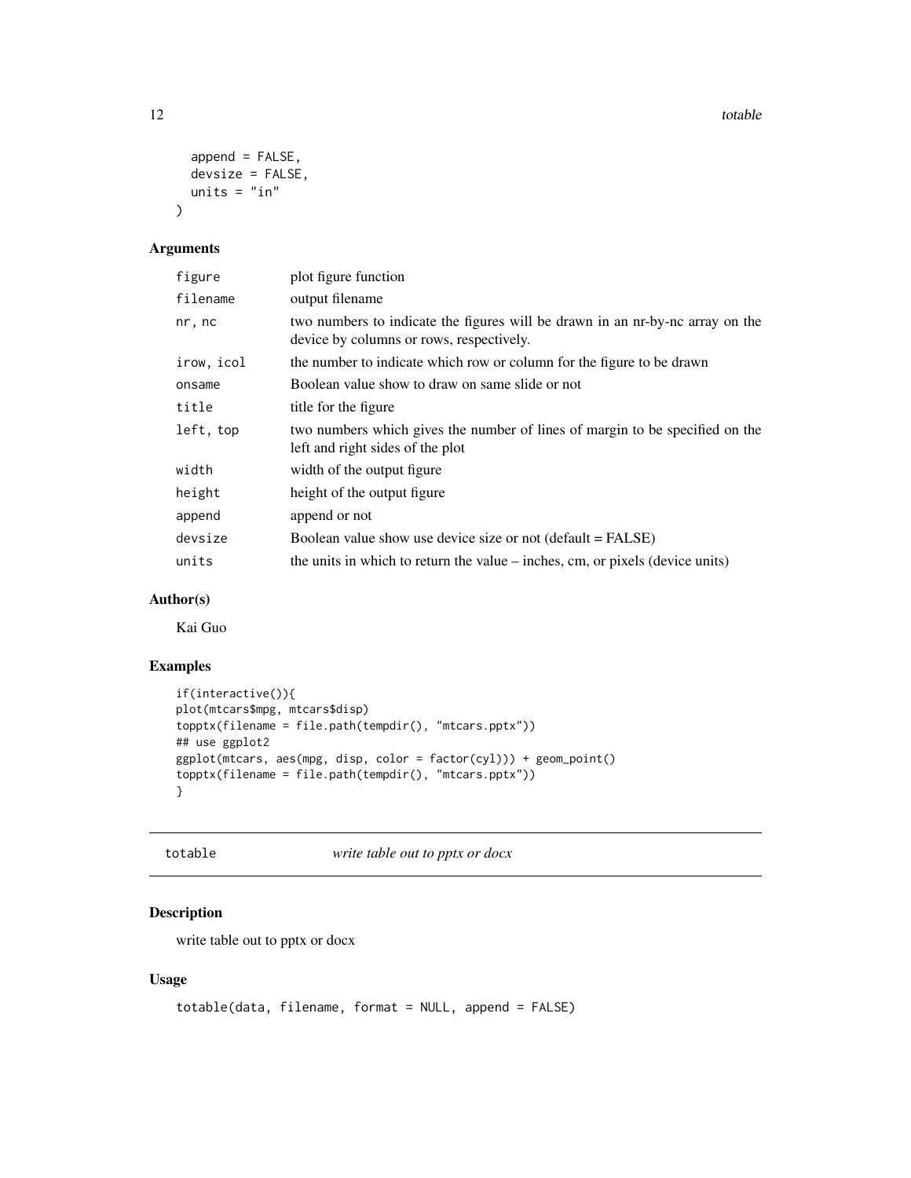```
  append = FALSE,
  devsize = FALSE,
  units = "in"
)
```

### Arguments

| | |
|---|---|
| figure | plot figure function |
| filename | output filename |
| nr, nc | two numbers to indicate the figures will be drawn in an nr-by-nc array on the device by columns or rows, respectively. |
| irow, icol | the number to indicate which row or column for the figure to be drawn |
| onsame | Boolean value show to draw on same slide or not |
| title | title for the figure |
| left, top | two numbers which gives the number of lines of margin to be specified on the left and right sides of the plot |
| width | width of the output figure |
| height | height of the output figure |
| append | append or not |
| devsize | Boolean value show use device size or not (default = FALSE) |
| units | the units in which to return the value – inches, cm, or pixels (device units) |

### Author(s)

Kai Guo

### Examples

```
if(interactive()){
plot(mtcars$mpg, mtcars$disp)
topptx(filename = file.path(tempdir(), "mtcars.pptx"))
## use ggplot2
ggplot(mtcars, aes(mpg, disp, color = factor(cyl))) + geom_point()
topptx(filename = file.path(tempdir(), "mtcars.pptx"))
}
```

---

## totable *write table out to pptx or docx*

### Description

write table out to pptx or docx

### Usage

```
totable(data, filename, format = NULL, append = FALSE)
```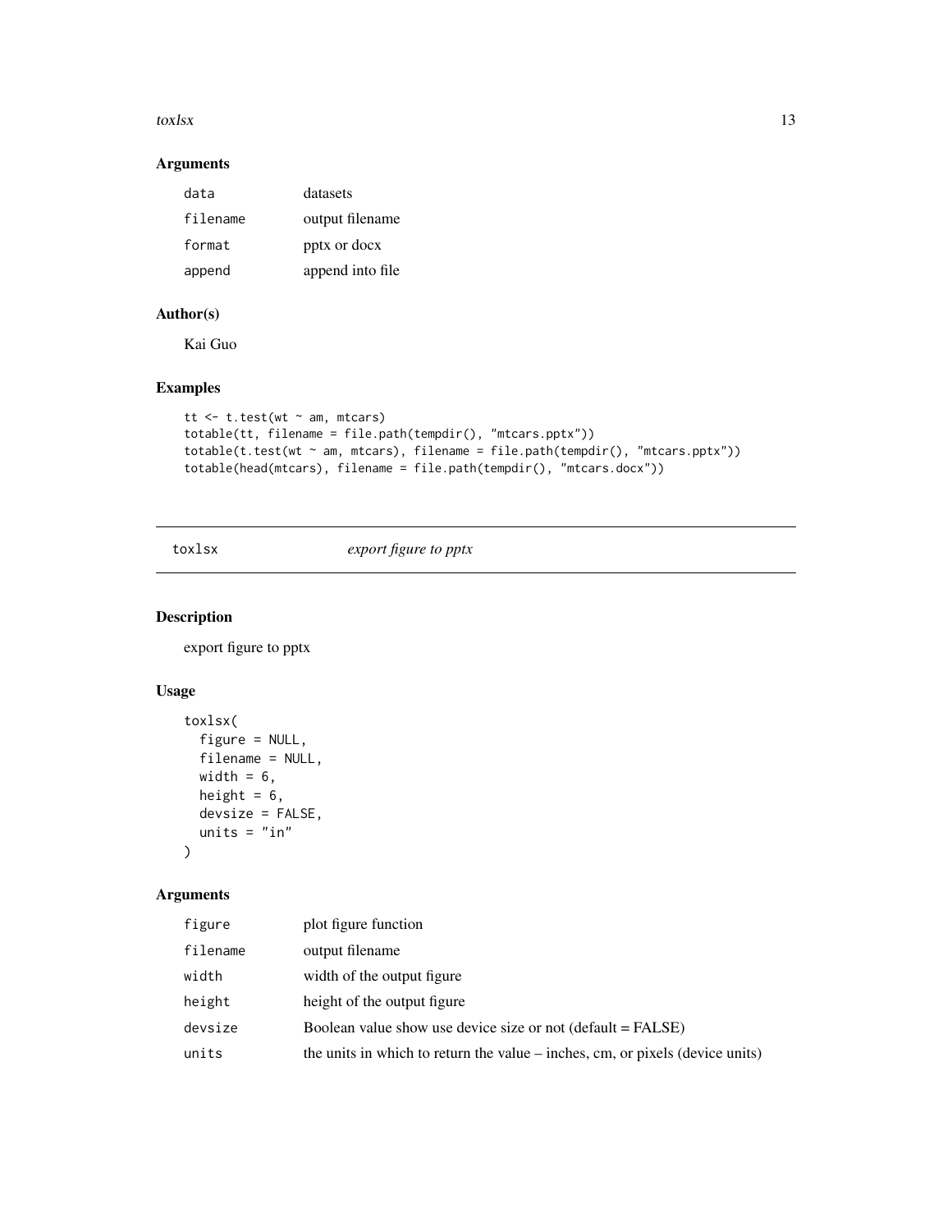## Arguments

| | |
|---|---|
| `data` | datasets |
| `filename` | output filename |
| `format` | pptx or docx |
| `append` | append into file |

## Author(s)

Kai Guo

## Examples

```
tt <- t.test(wt ~ am, mtcars)
totable(tt, filename = file.path(tempdir(), "mtcars.pptx"))
totable(t.test(wt ~ am, mtcars), filename = file.path(tempdir(), "mtcars.pptx"))
totable(head(mtcars), filename = file.path(tempdir(), "mtcars.docx"))
```

---

# `toxlsx` *export figure to pptx*

## Description

export figure to pptx

## Usage

```
toxlsx(
  figure = NULL,
  filename = NULL,
  width = 6,
  height = 6,
  devsize = FALSE,
  units = "in"
)
```

## Arguments

| | |
|---|---|
| `figure` | plot figure function |
| `filename` | output filename |
| `width` | width of the output figure |
| `height` | height of the output figure |
| `devsize` | Boolean value show use device size or not (default = FALSE) |
| `units` | the units in which to return the value – inches, cm, or pixels (device units) |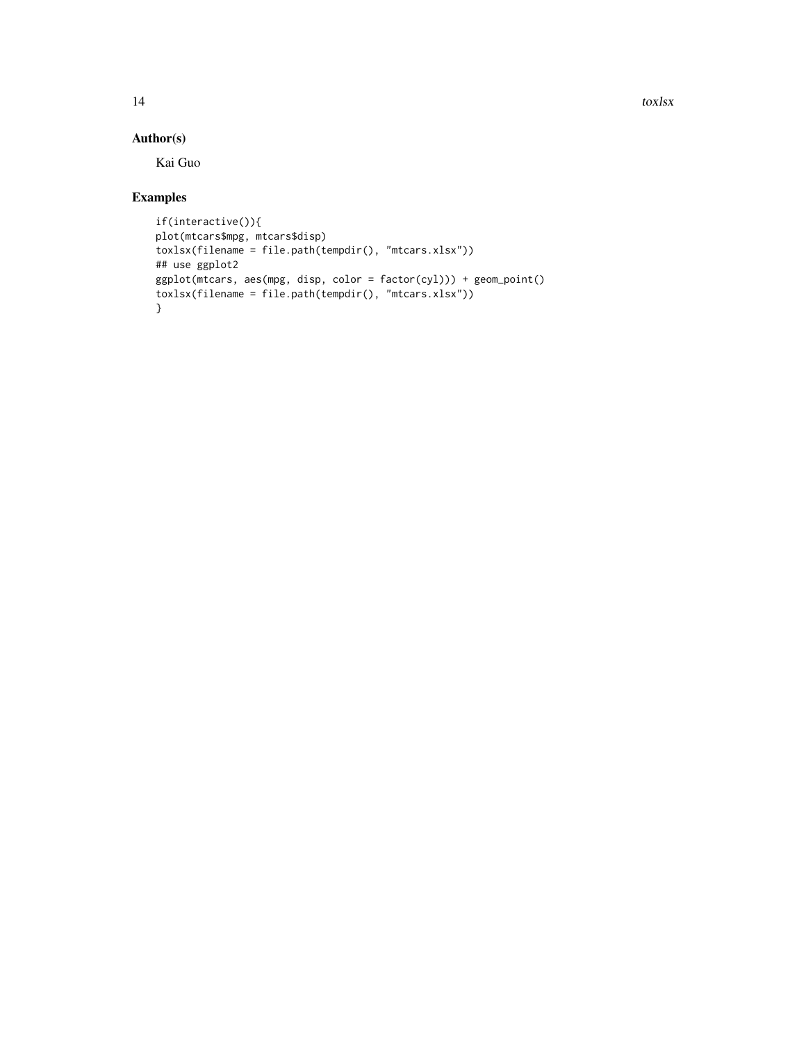## Author(s)

Kai Guo

## Examples

```
if(interactive()){
plot(mtcars$mpg, mtcars$disp)
toxlsx(filename = file.path(tempdir(), "mtcars.xlsx"))
## use ggplot2
ggplot(mtcars, aes(mpg, disp, color = factor(cyl))) + geom_point()
toxlsx(filename = file.path(tempdir(), "mtcars.xlsx"))
}
```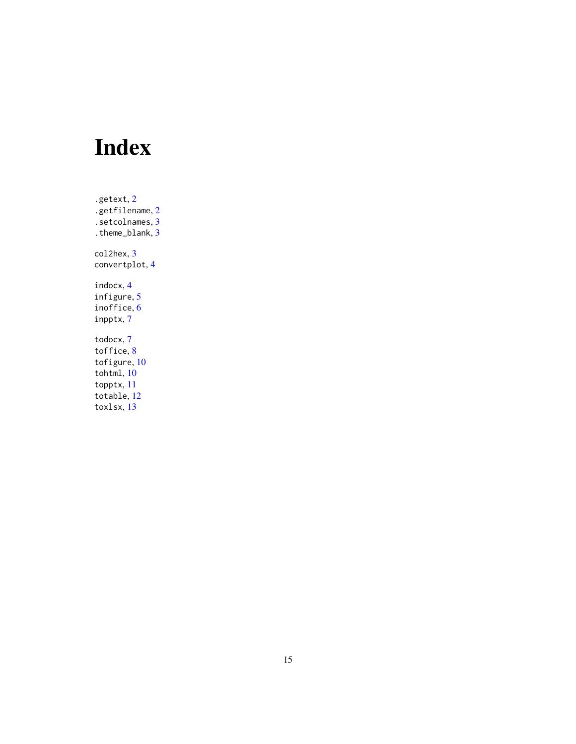# Index

.getext, 2
.getfilename, 2
.setcolnames, 3
.theme_blank, 3

col2hex, 3
convertplot, 4

indocx, 4
infigure, 5
inoffice, 6
inpptx, 7

todocx, 7
toffice, 8
tofigure, 10
tohtml, 10
topptx, 11
totable, 12
toxlsx, 13